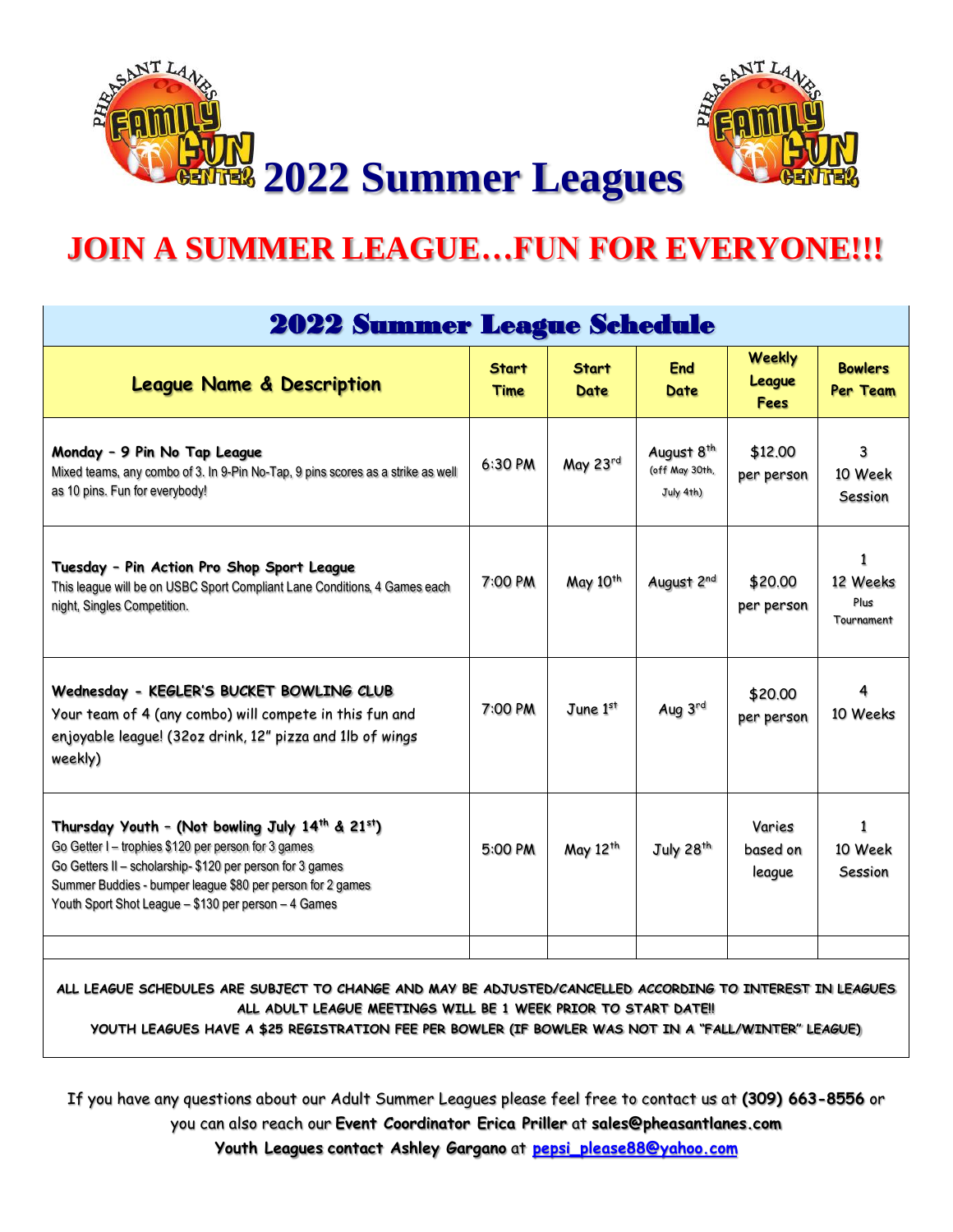# 2022 Summer Leagues

## JOIN A SUMMER LEAGUE…FUN FOR EVERYONE!!!

| 2022 Summer League Schedule | | | | | |
|---|---|---|---|---|---|
| **League Name & Description** | **Start Time** | **Start Date** | **End Date** | **Weekly League Fees** | **Bowlers Per Team** |
| **Monday – 9 Pin No Tap League**<br>Mixed teams, any combo of 3. In 9-Pin No-Tap, 9 pins scores as a strike as well as 10 pins. Fun for everybody! | 6:30 PM | May 23rd | August 8th (off May 30th, July 4th) | $12.00 per person | 3<br>10 Week Session |
| **Tuesday – Pin Action Pro Shop Sport League**<br>This league will be on USBC Sport Compliant Lane Conditions, 4 Games each night, Singles Competition. | 7:00 PM | May 10th | August 2nd | $20.00 per person | 1<br>12 Weeks Plus Tournament |
| **Wednesday - KEGLER'S BUCKET BOWLING CLUB**<br>Your team of 4 (any combo) will compete in this fun and enjoyable league! (32oz drink, 12" pizza and 1lb of wings weekly) | 7:00 PM | June 1st | Aug 3rd | $20.00 per person | 4<br>10 Weeks |
| **Thursday Youth – (Not bowling July 14th & 21st)**<br>Go Getter I – trophies $120 per person for 3 games<br>Go Getters II – scholarship- $120 per person for 3 games<br>Summer Buddies - bumper league $80 per person for 2 games<br>Youth Sport Shot League – $130 per person – 4 Games | 5:00 PM | May 12th | July 28th | Varies based on league | 1<br>10 Week Session |
| | | | | | |

**ALL LEAGUE SCHEDULES ARE SUBJECT TO CHANGE AND MAY BE ADJUSTED/CANCELLED ACCORDING TO INTEREST IN LEAGUES**
**ALL ADULT LEAGUE MEETINGS WILL BE 1 WEEK PRIOR TO START DATE!!**
**YOUTH LEAGUES HAVE A $25 REGISTRATION FEE PER BOWLER (IF BOWLER WAS NOT IN A "FALL/WINTER" LEAGUE)**

If you have any questions about our Adult Summer Leagues please feel free to contact us at **(309) 663-8556** or you can also reach our **Event Coordinator Erica Priller** at **sales@pheasantlanes.com**
**Youth Leagues contact Ashley Gargano** at **pepsi_please88@yahoo.com**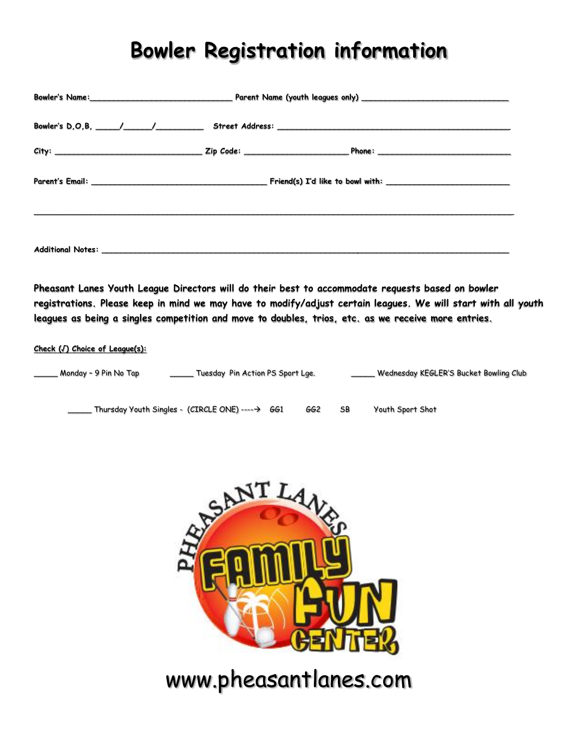# Bowler Registration information

**Bowler's Name:**______________________________ **Parent Name (youth leagues only)** ______________________________

**Bowler's D,O,B,** _____/______/__________ **Street Address:** __________________________________________________

**City:** ______________________________ **Zip Code:** ______________________ **Phone:** ____________________________

**Parent's Email:** ____________________________________ **Friend(s) I'd like to bowl with:** __________________________

____________________________________________________________________________________________________

**Additional Notes:** ____________________________________________________________________________________

**Pheasant Lanes Youth League Directors will do their best to accommodate requests based on bowler registrations. Please keep in mind we may have to modify/adjust certain leagues. We will start with all youth leagues as being a singles competition and move to doubles, trios, etc. as we receive more entries.**

**Check (√) Choice of League(s):**

_____ Monday – 9 Pin No Tap _____ Tuesday Pin Action PS Sport Lge. _____ Wednesday KEGLER'S Bucket Bowling Club

_____ Thursday Youth Singles - (CIRCLE ONE) ----→ GG1 GG2 SB Youth Sport Shot

PHEASANT LANES FAMILY FUN CENTER

www.pheasantlanes.com